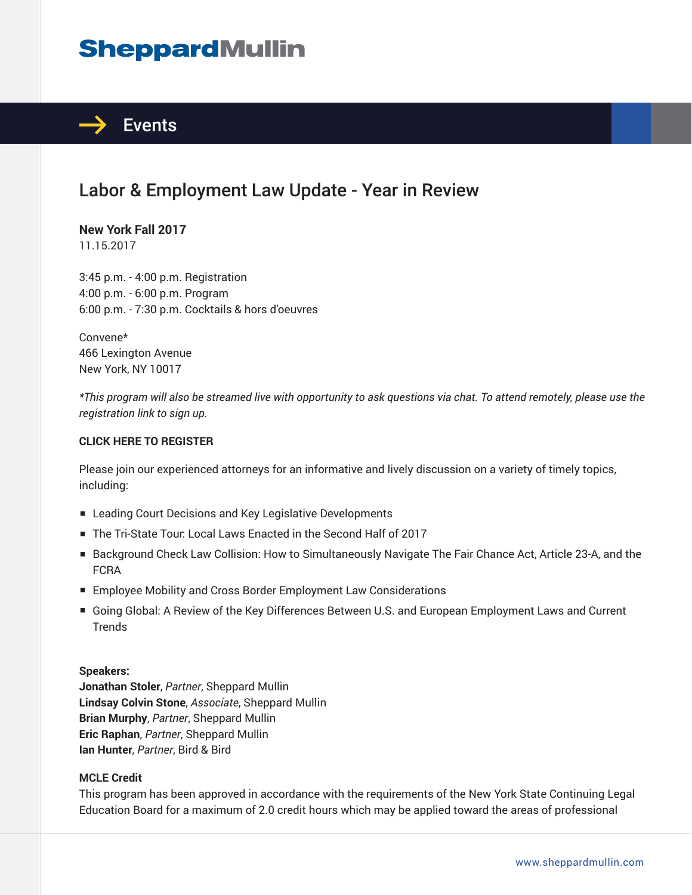# Sheppard Mullin

## Events

# Labor & Employment Law Update - Year in Review

**New York Fall 2017**
11.15.2017

3:45 p.m. - 4:00 p.m. Registration
4:00 p.m. - 6:00 p.m. Program
6:00 p.m. - 7:30 p.m. Cocktails & hors d'oeuvres

Convene*
466 Lexington Avenue
New York, NY 10017

*\*This program will also be streamed live with opportunity to ask questions via chat. To attend remotely, please use the registration link to sign up.*

**CLICK HERE TO REGISTER**

Please join our experienced attorneys for an informative and lively discussion on a variety of timely topics, including:

- Leading Court Decisions and Key Legislative Developments
- The Tri-State Tour: Local Laws Enacted in the Second Half of 2017
- Background Check Law Collision: How to Simultaneously Navigate The Fair Chance Act, Article 23-A, and the FCRA
- Employee Mobility and Cross Border Employment Law Considerations
- Going Global: A Review of the Key Differences Between U.S. and European Employment Laws and Current Trends

**Speakers:**
**Jonathan Stoler**, *Partner*, Sheppard Mullin
**Lindsay Colvin Stone**, *Associate*, Sheppard Mullin
**Brian Murphy**, *Partner*, Sheppard Mullin
**Eric Raphan**, *Partner*, Sheppard Mullin
**Ian Hunter**, *Partner*, Bird & Bird

**MCLE Credit**
This program has been approved in accordance with the requirements of the New York State Continuing Legal Education Board for a maximum of 2.0 credit hours which may be applied toward the areas of professional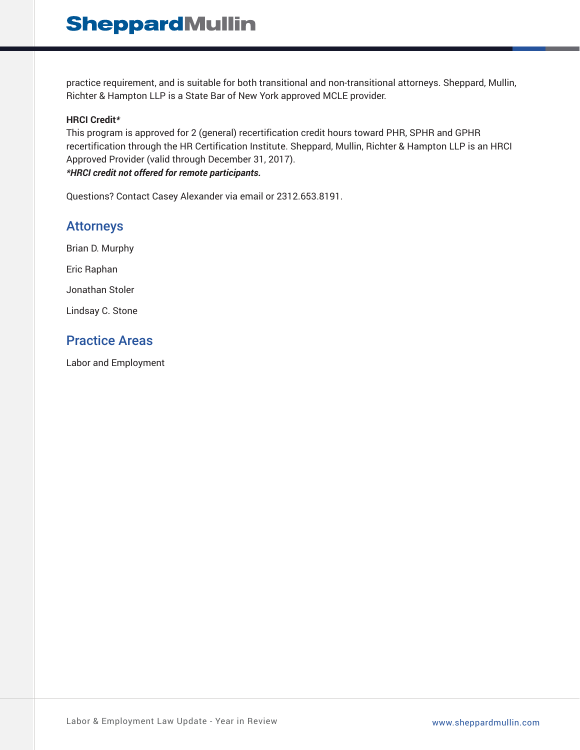practice requirement, and is suitable for both transitional and non-transitional attorneys. Sheppard, Mullin, Richter & Hampton LLP is a State Bar of New York approved MCLE provider.

**HRCI Credit***
This program is approved for 2 (general) recertification credit hours toward PHR, SPHR and GPHR recertification through the HR Certification Institute. Sheppard, Mullin, Richter & Hampton LLP is an HRCI Approved Provider (valid through December 31, 2017).
***HRCI credit not offered for remote participants.***

Questions? Contact Casey Alexander via email or 2312.653.8191.

## Attorneys

Brian D. Murphy

Eric Raphan

Jonathan Stoler

Lindsay C. Stone

## Practice Areas

Labor and Employment